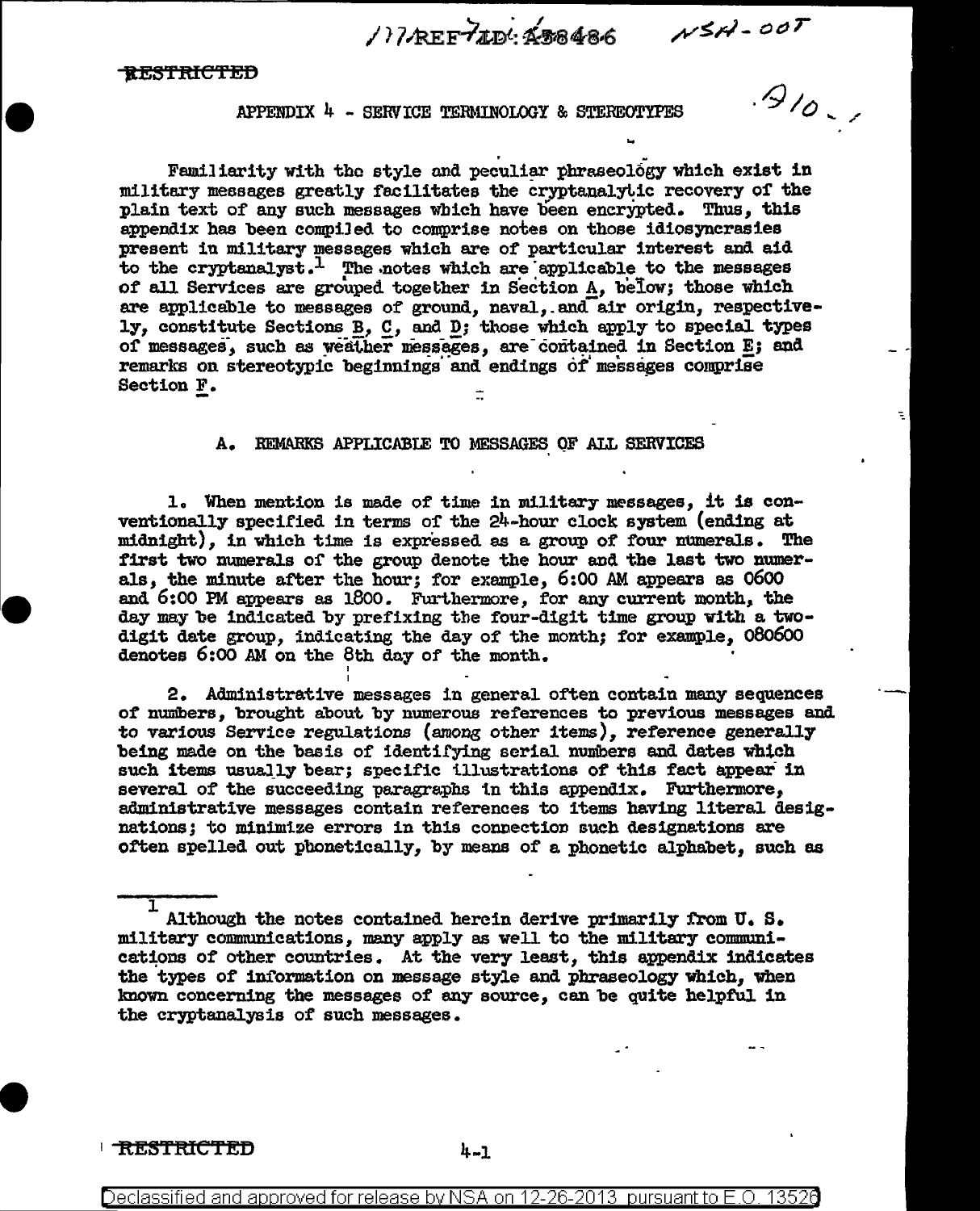RESTRICTED

## APPENDIX 4 - SERVICE TERMINOLOGY & STEREOTYPES

Familiarity with the style and peculiar phraseology which exist in military messages greatly facilitates the cryptanalytic recovery of the plain text of any such messages which have been encrypted. Thus, this appendix has been compiled to comprise notes on those idiosyncrasies present in military messages which are of particular interest and aid to the cryptanalyst.[1] The notes which are applicable to the messages of all Services are grouped together in Section A, below; those which are applicable to messages of ground, naval, and air origin, respectively, constitute Sections B, C, and D; those which apply to special types of messages, such as weather messages, are contained in Section E; and remarks on stereotypic beginnings and endings of messages comprise Section F.

### A. REMARKS APPLICABLE TO MESSAGES OF ALL SERVICES

1. When mention is made of time in military messages, it is conventionally specified in terms of the 24-hour clock system (ending at midnight), in which time is expressed as a group of four numerals. The first two numerals of the group denote the hour and the last two numerals, the minute after the hour; for example, 6:00 AM appears as 0600 and 6:00 PM appears as 1800. Furthermore, for any current month, the day may be indicated by prefixing the four-digit time group with a two-digit date group, indicating the day of the month; for example, 080600 denotes 6:00 AM on the 8th day of the month.

2. Administrative messages in general often contain many sequences of numbers, brought about by numerous references to previous messages and to various Service regulations (among other items), reference generally being made on the basis of identifying serial numbers and dates which such items usually bear; specific illustrations of this fact appear in several of the succeeding paragraphs in this appendix. Furthermore, administrative messages contain references to items having literal designations; to minimize errors in this connection such designations are often spelled out phonetically, by means of a phonetic alphabet, such as

[1] Although the notes contained herein derive primarily from U. S. military communications, many apply as well to the military communications of other countries. At the very least, this appendix indicates the types of information on message style and phraseology which, when known concerning the messages of any source, can be quite helpful in the cryptanalysis of such messages.

RESTRICTED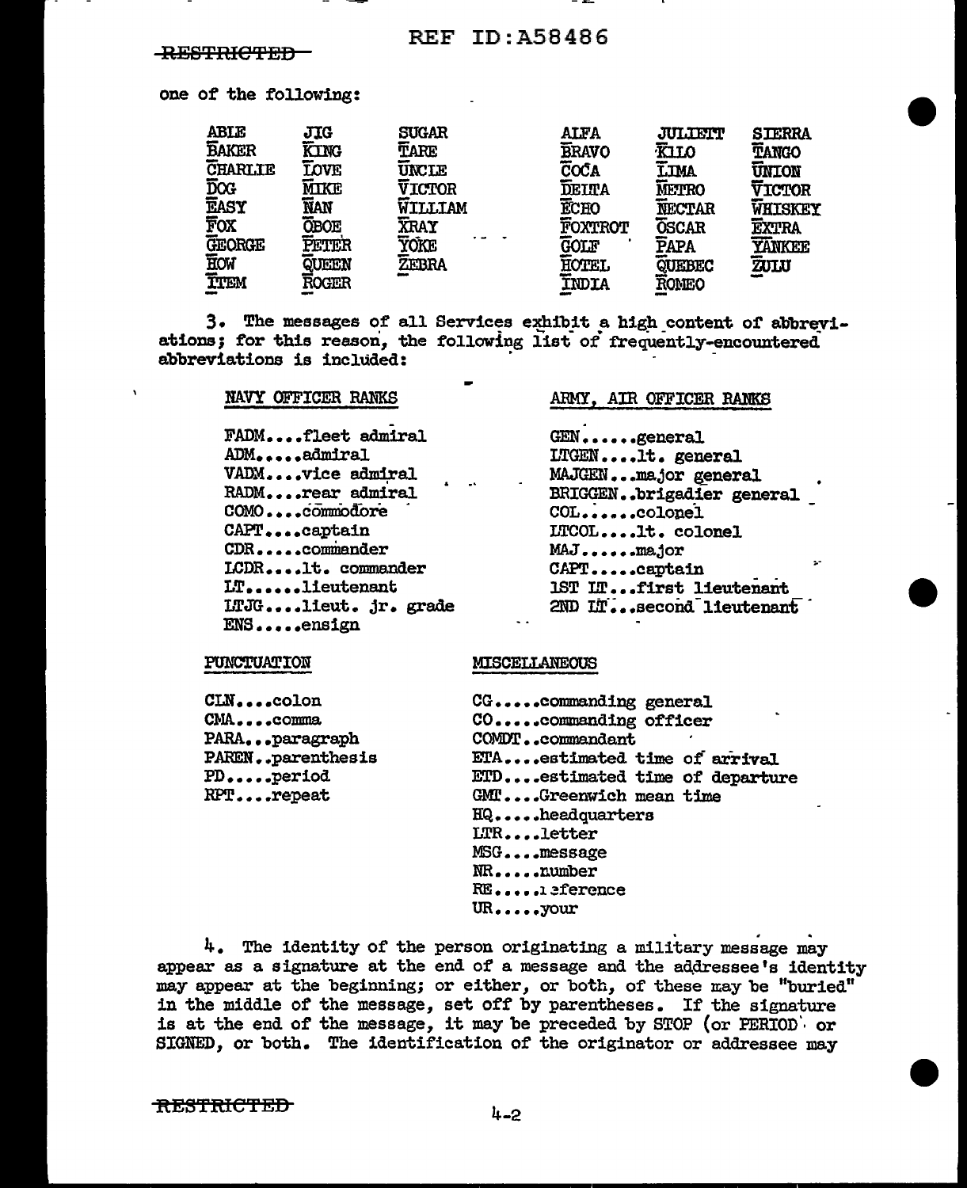one of the following:

| | | | | | |
|---|---|---|---|---|---|
| ABLE | JIG | SUGAR | ALFA | JULIETT | SIERRA |
| BAKER | KING | TARE | BRAVO | KILO | TANGO |
| CHARLIE | LOVE | UNCLE | COCA | LIMA | UNION |
| DOG | MIKE | VICTOR | DELTA | METRO | VICTOR |
| EASY | NAN | WILLIAM | ECHO | NECTAR | WHISKEY |
| FOX | OBOE | XRAY | FOXTROT | OSCAR | EXTRA |
| GEORGE | PETER | YOKE | GOLF | PAPA | YANKEE |
| HOW | QUEEN | ZEBRA | HOTEL | QUEBEC | ZULU |
| ITEM | ROGER | | INDIA | ROMEO | |

3. The messages of all Services exhibit a high content of abbreviations; for this reason, the following list of frequently-encountered abbreviations is included:

NAVY OFFICER RANKS

FADM....fleet admiral
ADM.....admiral
VADM....vice admiral
RADM....rear admiral
COMO....commodore
CAPT....captain
CDR.....commander
LCDR....lt. commander
LT......lieutenant
LTJG....lieut. jr. grade
ENS.....ensign

ARMY, AIR OFFICER RANKS

GEN......general
LTGEN....lt. general
MAJGEN...major general
BRIGGEN..brigadier general
COL......colonel
LTCOL....lt. colonel
MAJ......major
CAPT.....captain
1ST LT...first lieutenant
2ND LT...second lieutenant

PUNCTUATION

CLN....colon
CMA....comma
PARA...paragraph
PAREN..parenthesis
PD.....period
RPT....repeat

MISCELLANEOUS

CG.....commanding general
CO.....commanding officer
COMDT..commandant
ETA....estimated time of arrival
ETD....estimated time of departure
GMT....Greenwich mean time
HQ.....headquarters
LTR....letter
MSG....message
NR.....number
RE.....reference
UR.....your

4. The identity of the person originating a military message may appear as a signature at the end of a message and the addressee's identity may appear at the beginning; or either, or both, of these may be "buried" in the middle of the message, set off by parentheses. If the signature is at the end of the message, it may be preceded by STOP (or PERIOD or SIGNED, or both. The identification of the originator or addressee may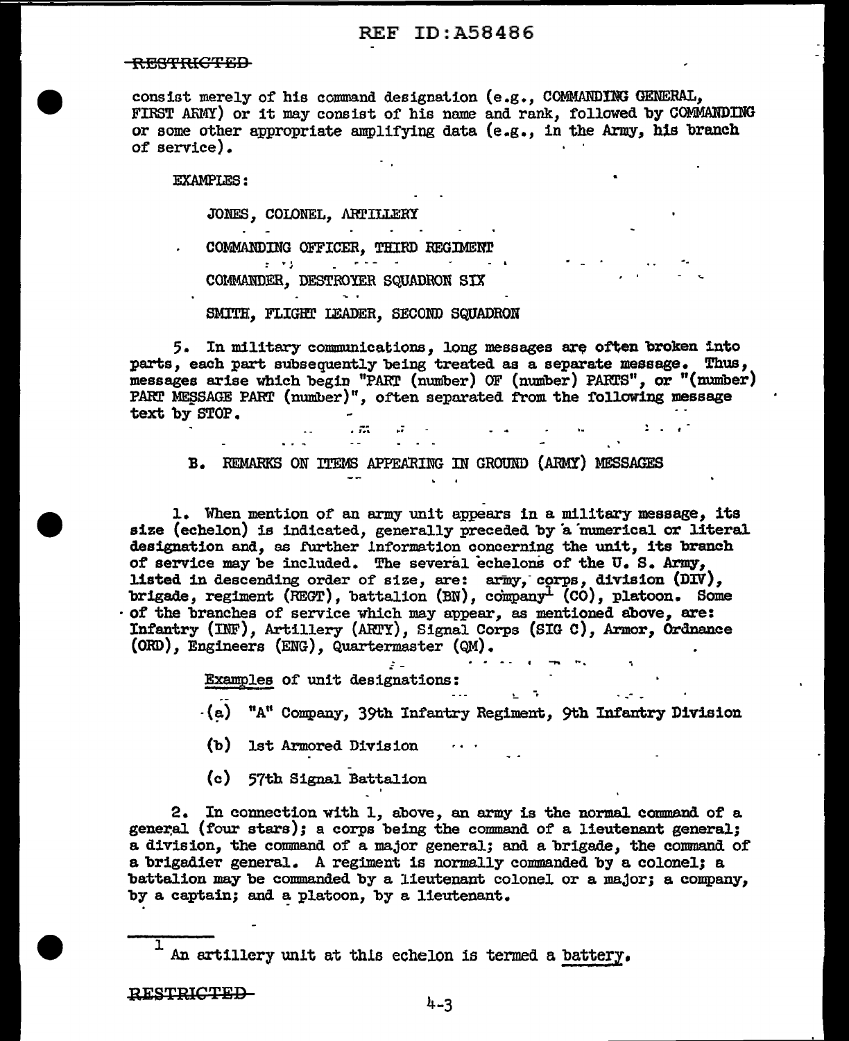consist merely of his command designation (e.g., COMMANDING GENERAL, FIRST ARMY) or it may consist of his name and rank, followed by COMMANDING or some other appropriate amplifying data (e.g., in the Army, his branch of service).

EXAMPLES:

JONES, COLONEL, ARTILLERY

COMMANDING OFFICER, THIRD REGIMENT

COMMANDER, DESTROYER SQUADRON SIX

SMITH, FLIGHT LEADER, SECOND SQUADRON

5. In military communications, long messages are often broken into parts, each part subsequently being treated as a separate message. Thus, messages arise which begin "PART (number) OF (number) PARTS", or "(number) PART MESSAGE PART (number)", often separated from the following message text by STOP.

## B. REMARKS ON ITEMS APPEARING IN GROUND (ARMY) MESSAGES

1. When mention of an army unit appears in a military message, its size (echelon) is indicated, generally preceded by a numerical or literal designation and, as further information concerning the unit, its branch of service may be included. The several echelons of the U. S. Army, listed in descending order of size, are: army, corps, division (DIV), brigade, regiment (REGT), battalion (BN), company[1] (CO), platoon. Some of the branches of service which may appear, as mentioned above, are: Infantry (INF), Artillery (ARTY), Signal Corps (SIG C), Armor, Ordnance (ORD), Engineers (ENG), Quartermaster (QM).

Examples of unit designations:

(a) "A" Company, 39th Infantry Regiment, 9th Infantry Division

(b) 1st Armored Division

(c) 57th Signal Battalion

2. In connection with 1, above, an army is the normal command of a general (four stars); a corps being the command of a lieutenant general; a division, the command of a major general; and a brigade, the command of a brigadier general. A regiment is normally commanded by a colonel; a battalion may be commanded by a lieutenant colonel or a major; a company, by a captain; and a platoon, by a lieutenant.

[1] An artillery unit at this echelon is termed a battery.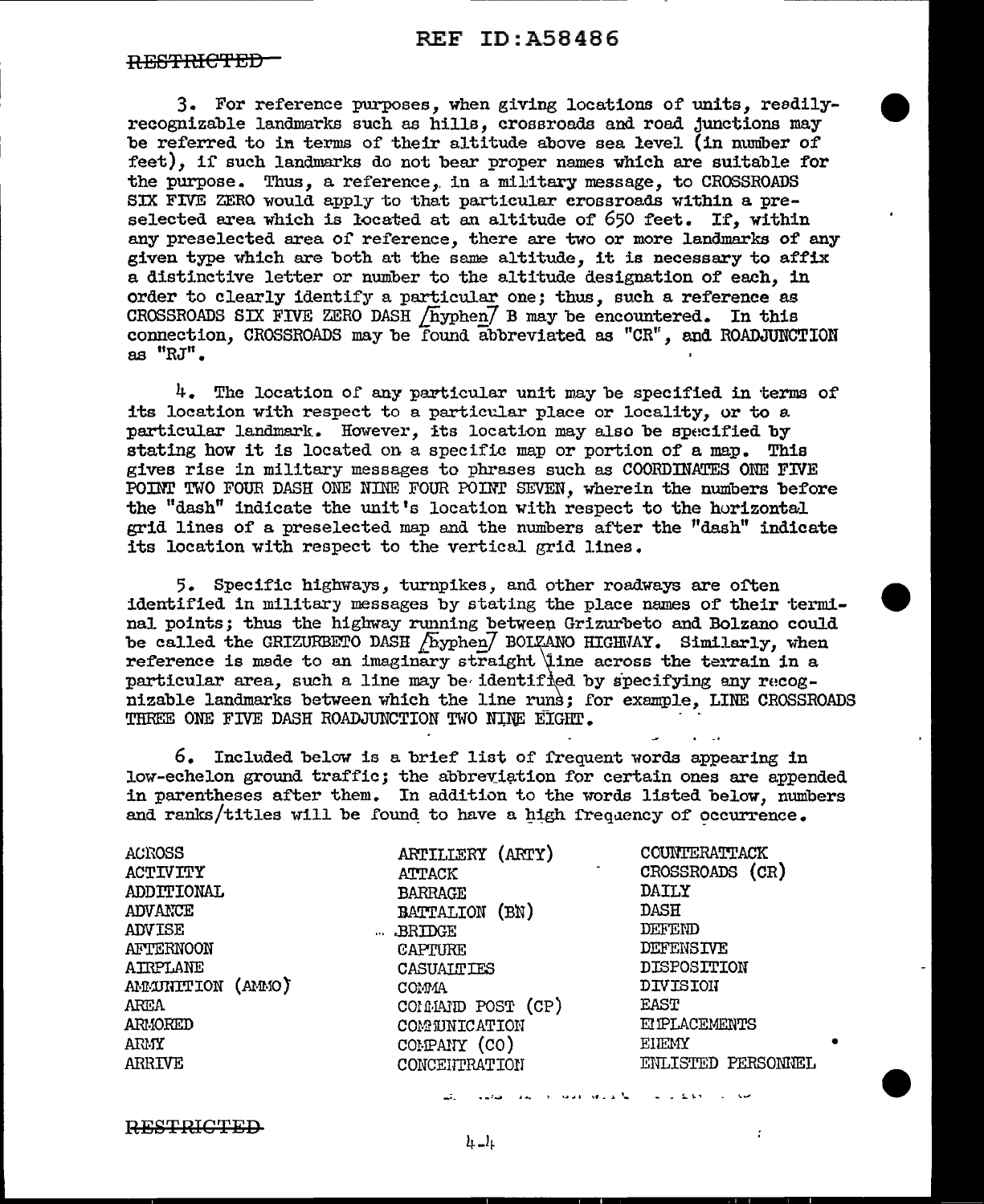3. For reference purposes, when giving locations of units, readily-recognizable landmarks such as hills, crossroads and road junctions may be referred to in terms of their altitude above sea level (in number of feet), if such landmarks do not bear proper names which are suitable for the purpose. Thus, a reference, in a military message, to CROSSROADS SIX FIVE ZERO would apply to that particular crossroads within a preselected area which is located at an altitude of 650 feet. If, within any preselected area of reference, there are two or more landmarks of any given type which are both at the same altitude, it is necessary to affix a distinctive letter or number to the altitude designation of each, in order to clearly identify a particular one; thus, such a reference as CROSSROADS SIX FIVE ZERO DASH [hyphen] B may be encountered. In this connection, CROSSROADS may be found abbreviated as "CR", and ROADJUNCTION as "RJ".

4. The location of any particular unit may be specified in terms of its location with respect to a particular place or locality, or to a particular landmark. However, its location may also be specified by stating how it is located on a specific map or portion of a map. This gives rise in military messages to phrases such as COORDINATES ONE FIVE POINT TWO FOUR DASH ONE NINE FOUR POINT SEVEN, wherein the numbers before the "dash" indicate the unit's location with respect to the horizontal grid lines of a preselected map and the numbers after the "dash" indicate its location with respect to the vertical grid lines.

5. Specific highways, turnpikes, and other roadways are often identified in military messages by stating the place names of their terminal points; thus the highway running between Grizurbeto and Bolzano could be called the GRIZURBETO DASH [hyphen] BOLZANO HIGHWAY. Similarly, when reference is made to an imaginary straight line across the terrain in a particular area, such a line may be identified by specifying any recognizable landmarks between which the line runs; for example, LINE CROSSROADS THREE ONE FIVE DASH ROADJUNCTION TWO NINE EIGHT.

6. Included below is a brief list of frequent words appearing in low-echelon ground traffic; the abbreviation for certain ones are appended in parentheses after them. In addition to the words listed below, numbers and ranks/titles will be found to have a high frequency of occurrence.

ACROSS
ACTIVITY
ADDITIONAL
ADVANCE
ADVISE
AFTERNOON
AIRPLANE
AMMUNITION (AMMO)
AREA
ARMORED
ARMY
ARRIVE
ARTILLERY (ARTY)
ATTACK
BARRAGE
BATTALION (BN)
BRIDGE
CAPTURE
CASUALTIES
COMMA
COMMAND POST (CP)
COMMUNICATION
COMPANY (CO)
CONCENTRATION
COUNTERATTACK
CROSSROADS (CR)
DAILY
DASH
DEFEND
DEFENSIVE
DISPOSITION
DIVISION
EAST
EMPLACEMENTS
ENEMY
ENLISTED PERSONNEL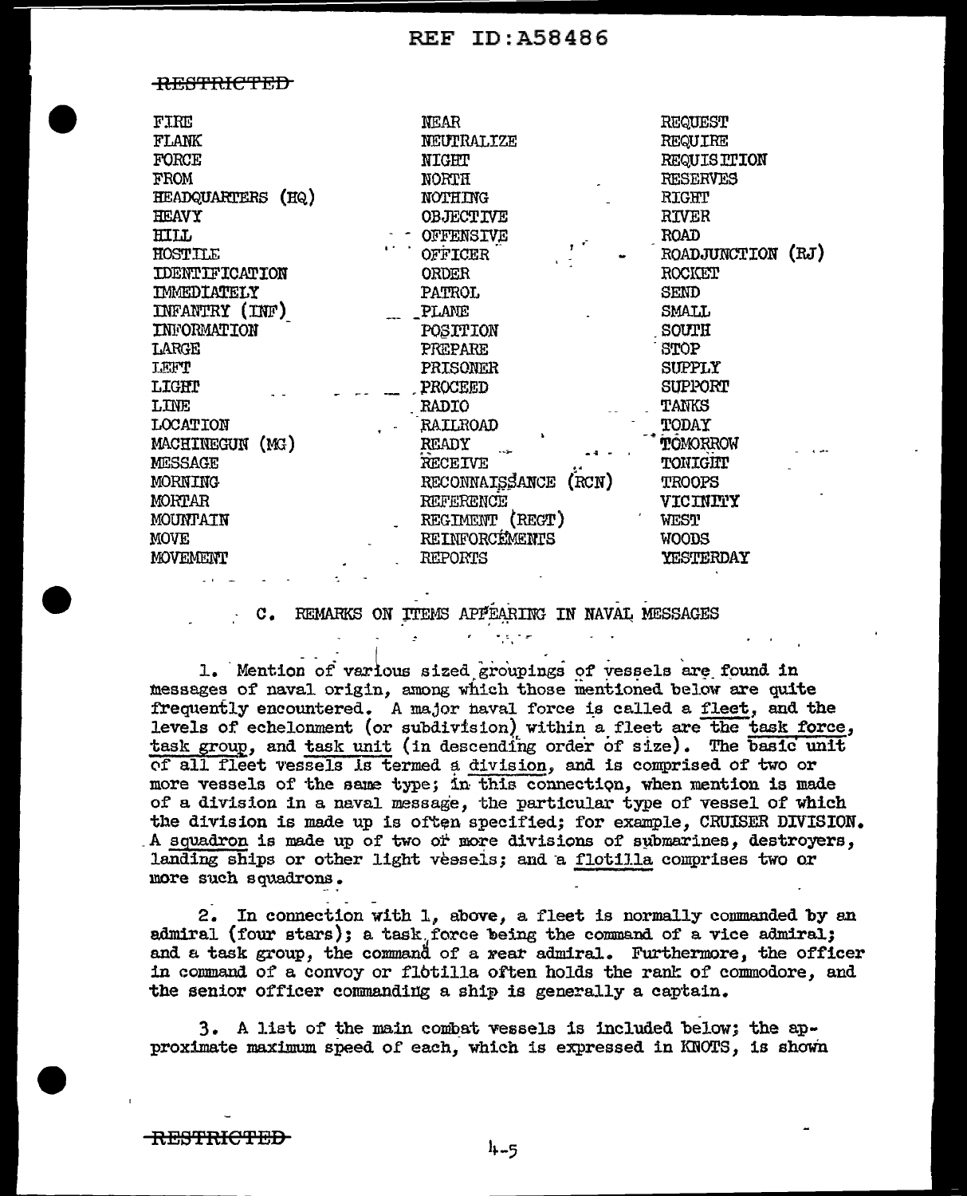RESTRICTED

FIRE
FLANK
FORCE
FROM
HEADQUARTERS (HQ)
HEAVY
HILL
HOSTILE
IDENTIFICATION
IMMEDIATELY
INFANTRY (INF)
INFORMATION
LARGE
LEFT
LIGHT
LINE
LOCATION
MACHINEGUN (MG)
MESSAGE
MORNING
MORTAR
MOUNTAIN
MOVE
MOVEMENT
NEAR
NEUTRALIZE
NIGHT
NORTH
NOTHING
OBJECTIVE
OFFENSIVE
OFFICER
ORDER
PATROL
PLANE
POSITION
PREPARE
PRISONER
PROCEED
RADIO
RAILROAD
READY
RECEIVE
RECONNAISSANCE (RCN)
REFERENCE
REGIMENT (REGT)
REINFORCEMENTS
REPORTS
REQUEST
REQUIRE
REQUISITION
RESERVES
RIGHT
RIVER
ROAD
ROADJUNCTION (RJ)
ROCKET
SEND
SMALL
SOUTH
STOP
SUPPLY
SUPPORT
TANKS
TODAY
TOMORROW
TONIGHT
TROOPS
VICINITY
WEST
WOODS
YESTERDAY

## C. REMARKS ON ITEMS APPEARING IN NAVAL MESSAGES

1. Mention of various sized groupings of vessels are found in messages of naval origin, among which those mentioned below are quite frequently encountered. A major naval force is called a fleet, and the levels of echelonment (or subdivision) within a fleet are the task force, task group, and task unit (in descending order of size). The basic unit of all fleet vessels is termed a division, and is comprised of two or more vessels of the same type; in this connection, when mention is made of a division in a naval message, the particular type of vessel of which the division is made up is often specified; for example, CRUISER DIVISION. A squadron is made up of two or more divisions of submarines, destroyers, landing ships or other light vessels; and a flotilla comprises two or more such squadrons.

2. In connection with 1, above, a fleet is normally commanded by an admiral (four stars); a task force being the command of a vice admiral; and a task group, the command of a rear admiral. Furthermore, the officer in command of a convoy or flotilla often holds the rank of commodore, and the senior officer commanding a ship is generally a captain.

3. A list of the main combat vessels is included below; the approximate maximum speed of each, which is expressed in KNOTS, is shown

RESTRICTED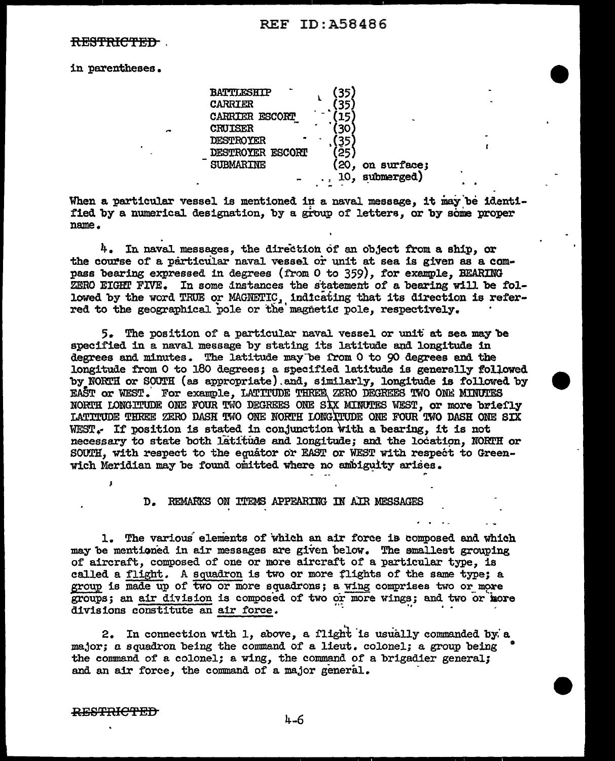in parentheses.

| | |
|---|---|
| BATTLESHIP | (35) |
| CARRIER | (35) |
| CARRIER ESCORT | (15) |
| CRUISER | (30) |
| DESTROYER | (35) |
| DESTROYER ESCORT | (25) |
| SUBMARINE | (20, on surface; 10, submerged) |

When a particular vessel is mentioned in a naval message, it may be identified by a numerical designation, by a group of letters, or by some proper name.

4. In naval messages, the direction of an object from a ship, or the course of a particular naval vessel or unit at sea is given as a compass bearing expressed in degrees (from 0 to 359), for example, BEARING ZERO EIGHT FIVE. In some instances the statement of a bearing will be followed by the word TRUE or MAGNETIC, indicating that its direction is referred to the geographical pole or the magnetic pole, respectively.

5. The position of a particular naval vessel or unit at sea may be specified in a naval message by stating its latitude and longitude in degrees and minutes. The latitude may be from 0 to 90 degrees and the longitude from 0 to 180 degrees; a specified latitude is generally followed by NORTH or SOUTH (as appropriate) and, similarly, longitude is followed by EAST or WEST. For example, LATITUDE THREE ZERO DEGREES TWO ONE MINUTES NORTH LONGITUDE ONE FOUR TWO DEGREES ONE SIX MINUTES WEST, or more briefly LATITUDE THREE ZERO DASH TWO ONE NORTH LONGITUDE ONE FOUR TWO DASH ONE SIX WEST. If position is stated in conjunction with a bearing, it is not necessary to state both latitude and longitude; and the location, NORTH or SOUTH, with respect to the equator or EAST or WEST with respect to Greenwich Meridian may be found omitted where no ambiguity arises.

## D. REMARKS ON ITEMS APPEARING IN AIR MESSAGES

1. The various elements of which an air force is composed and which may be mentioned in air messages are given below. The smallest grouping of aircraft, composed of one or more aircraft of a particular type, is called a flight. A squadron is two or more flights of the same type; a group is made up of two or more squadrons; a wing comprises two or more groups; an air division is composed of two or more wings; and two or more divisions constitute an air force.

2. In connection with 1, above, a flight is usually commanded by a major; a squadron being the command of a lieut. colonel; a group being the command of a colonel; a wing, the command of a brigadier general; and an air force, the command of a major general.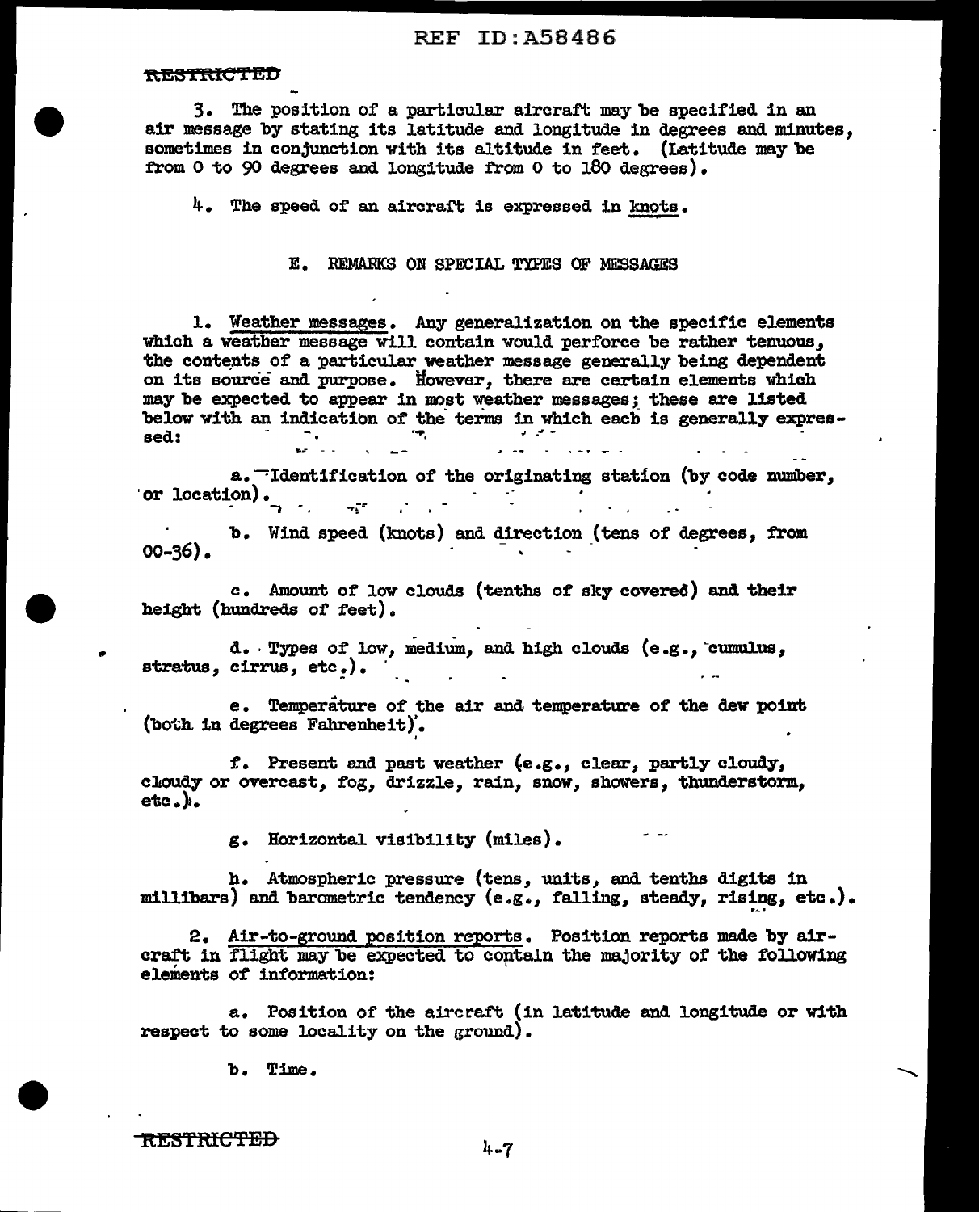3. The position of a particular aircraft may be specified in an air message by stating its latitude and longitude in degrees and minutes, sometimes in conjunction with its altitude in feet. (Latitude may be from 0 to 90 degrees and longitude from 0 to 180 degrees).

4. The speed of an aircraft is expressed in knots.

## E. REMARKS ON SPECIAL TYPES OF MESSAGES

1. Weather messages. Any generalization on the specific elements which a weather message will contain would perforce be rather tenuous, the contents of a particular weather message generally being dependent on its source and purpose. However, there are certain elements which may be expected to appear in most weather messages; these are listed below with an indication of the terms in which each is generally expressed:

a. Identification of the originating station (by code number, or location).

b. Wind speed (knots) and direction (tens of degrees, from 00-36).

c. Amount of low clouds (tenths of sky covered) and their height (hundreds of feet).

d. Types of low, medium, and high clouds (e.g., cumulus, stratus, cirrus, etc.).

e. Temperature of the air and temperature of the dew point (both in degrees Fahrenheit).

f. Present and past weather (e.g., clear, partly cloudy, cloudy or overcast, fog, drizzle, rain, snow, showers, thunderstorm, etc.).

g. Horizontal visibility (miles).

h. Atmospheric pressure (tens, units, and tenths digits in millibars) and barometric tendency (e.g., falling, steady, rising, etc.).

2. Air-to-ground position reports. Position reports made by aircraft in flight may be expected to contain the majority of the following elements of information:

a. Position of the aircraft (in latitude and longitude or with respect to some locality on the ground).

b. Time.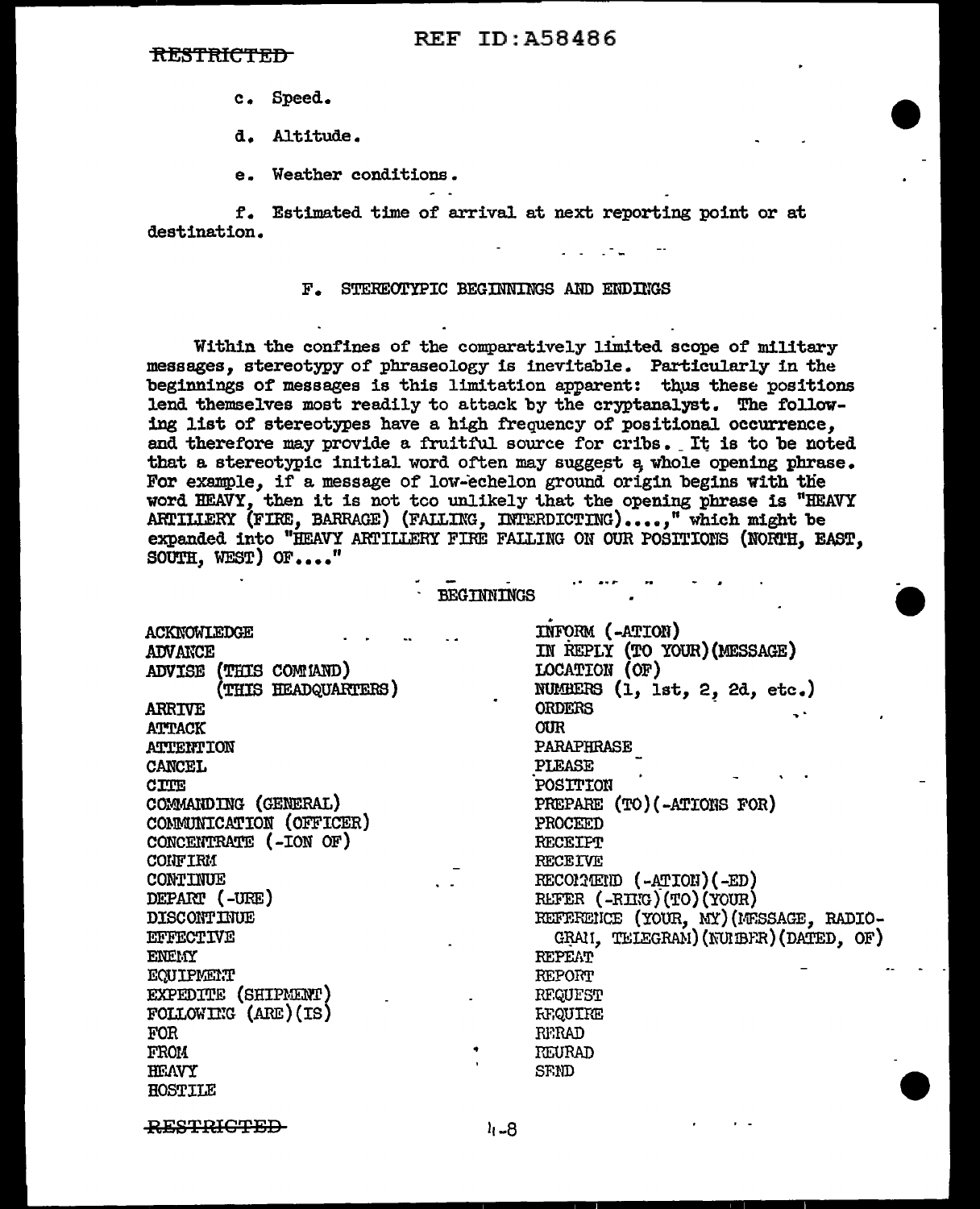c. Speed.

d. Altitude.

e. Weather conditions.

f. Estimated time of arrival at next reporting point or at destination.

## F. STEREOTYPIC BEGINNINGS AND ENDINGS

Within the confines of the comparatively limited scope of military messages, stereotypy of phraseology is inevitable. Particularly in the beginnings of messages is this limitation apparent: thus these positions lend themselves most readily to attack by the cryptanalyst. The following list of stereotypes have a high frequency of positional occurrence, and therefore may provide a fruitful source for cribs. It is to be noted that a stereotypic initial word often may suggest a whole opening phrase. For example, if a message of low-echelon ground origin begins with the word HEAVY, then it is not too unlikely that the opening phrase is "HEAVY ARTILLERY (FIRE, BARRAGE) (FALLING, INTERDICTING)....," which might be expanded into "HEAVY ARTILLERY FIRE FALLING ON OUR POSITIONS (NORTH, EAST, SOUTH, WEST) OF...."

### BEGINNINGS

ACKNOWLEDGE
ADVANCE
ADVISE (THIS COMMAND)
 (THIS HEADQUARTERS)
ARRIVE
ATTACK
ATTENTION
CANCEL
CITE
COMMANDING (GENERAL)
COMMUNICATION (OFFICER)
CONCENTRATE (-ION OF)
CONFIRM
CONTINUE
DEPART (-URE)
DISCONTINUE
EFFECTIVE
ENEMY
EQUIPMENT
EXPEDITE (SHIPMENT)
FOLLOWING (ARE)(IS)
FOR
FROM
HEAVY
HOSTILE
INFORM (-ATION)
IN REPLY (TO YOUR)(MESSAGE)
LOCATION (OF)
NUMBERS (1, 1st, 2, 2d, etc.)
ORDERS
OUR
PARAPHRASE
PLEASE
POSITION
PREPARE (TO)(-ATIONS FOR)
PROCEED
RECEIPT
RECEIVE
RECOMMEND (-ATION)(-ED)
REFER (-RING)(TO)(YOUR)
REFERENCE (YOUR, MY)(MESSAGE, RADIOGRAM, TELEGRAM)(NUMBER)(DATED, OF)
REPEAT
REPORT
REQUEST
REQUIRE
RERAD
REURAD
SEND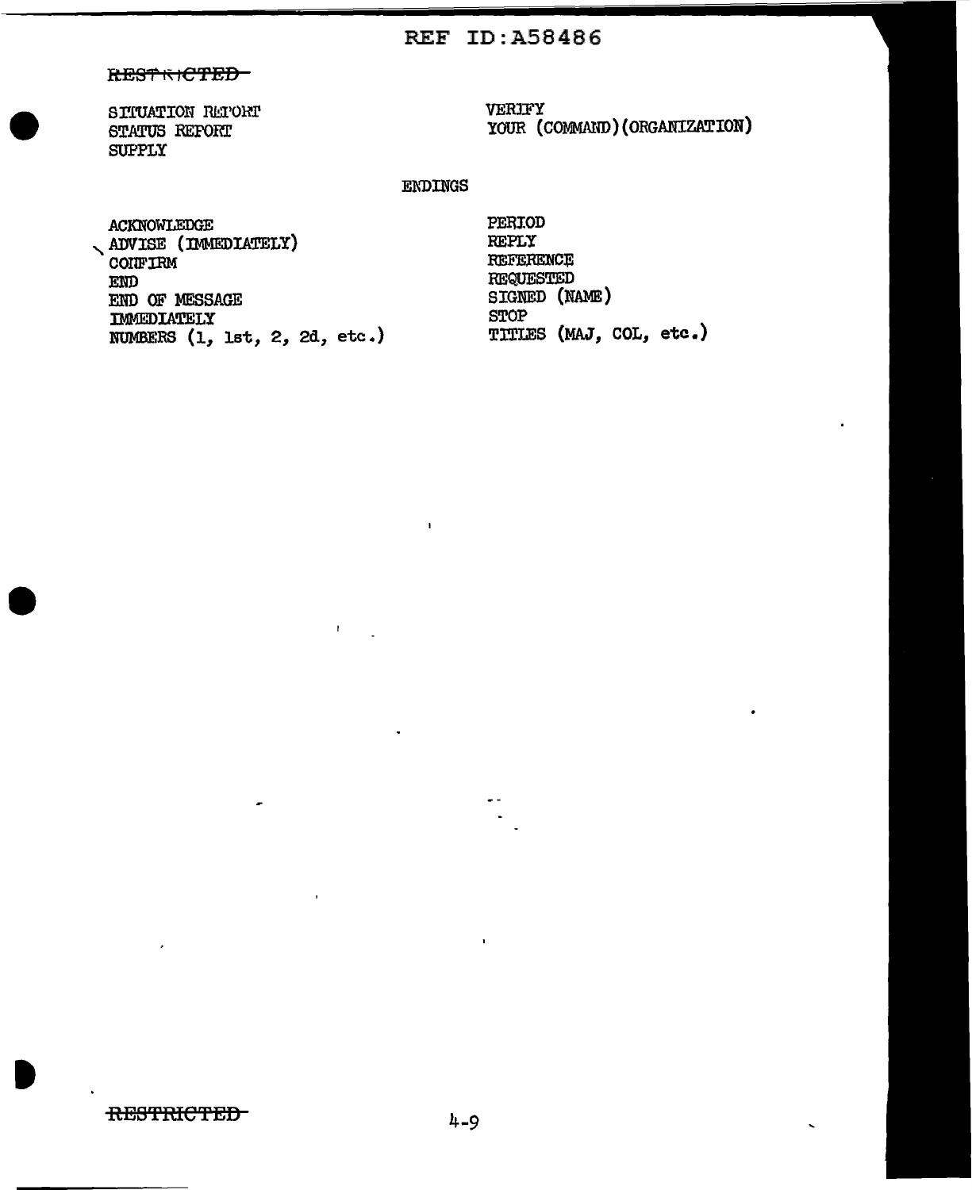SITUATION REPORT
STATUS REPORT
SUPPLY
VERIFY
YOUR (COMMAND)(ORGANIZATION)

ENDINGS

ACKNOWLEDGE
ADVISE (IMMEDIATELY)
CONFIRM
END
END OF MESSAGE
IMMEDIATELY
NUMBERS (1, 1st, 2, 2d, etc.)
PERIOD
REPLY
REFERENCE
REQUESTED
SIGNED (NAME)
STOP
TITLES (MAJ, COL, etc.)